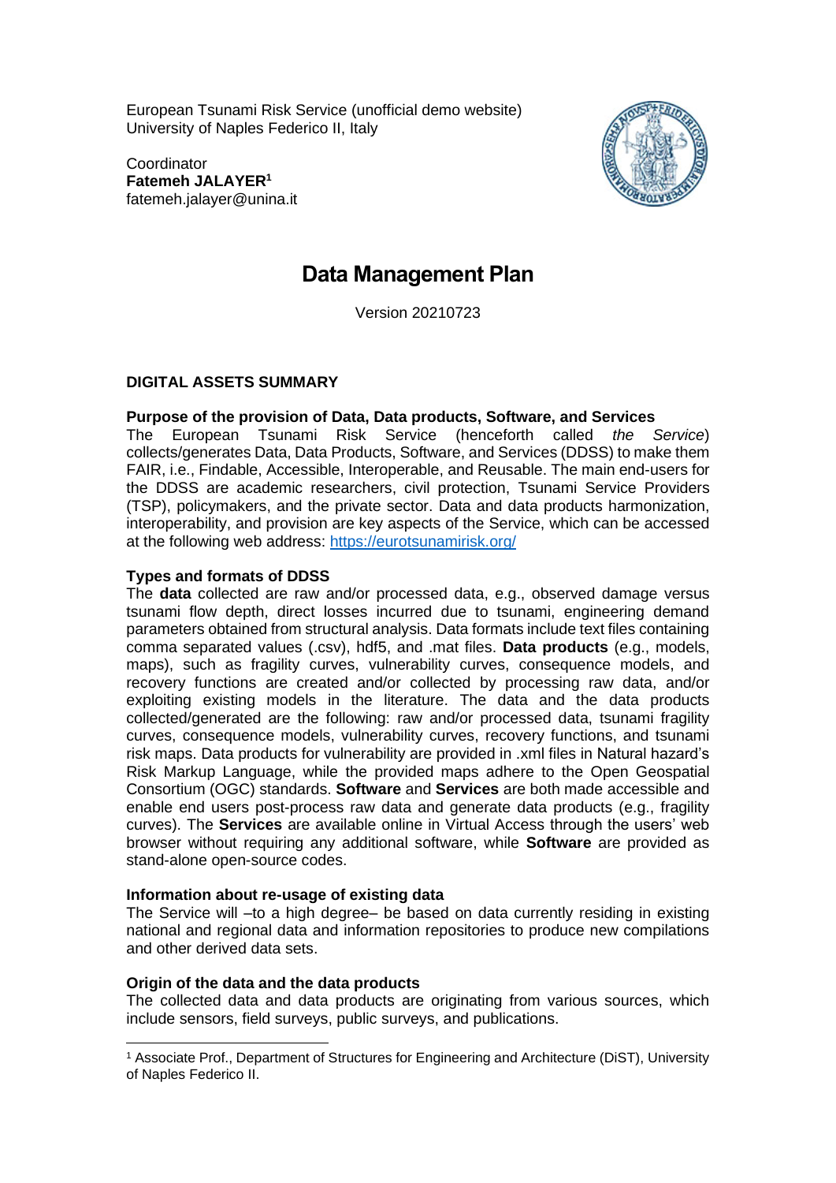European Tsunami Risk Service (unofficial demo website)
University of Naples Federico II, Italy

Coordinator
**Fatemeh JALAYER**[1]
fatemeh.jalayer@unina.it

# Data Management Plan

Version 20210723

## DIGITAL ASSETS SUMMARY

### Purpose of the provision of Data, Data products, Software, and Services

The European Tsunami Risk Service (henceforth called *the Service*) collects/generates Data, Data Products, Software, and Services (DDSS) to make them FAIR, i.e., Findable, Accessible, Interoperable, and Reusable. The main end-users for the DDSS are academic researchers, civil protection, Tsunami Service Providers (TSP), policymakers, and the private sector. Data and data products harmonization, interoperability, and provision are key aspects of the Service, which can be accessed at the following web address: https://eurotsunamirisk.org/

### Types and formats of DDSS

The **data** collected are raw and/or processed data, e.g., observed damage versus tsunami flow depth, direct losses incurred due to tsunami, engineering demand parameters obtained from structural analysis. Data formats include text files containing comma separated values (.csv), hdf5, and .mat files. **Data products** (e.g., models, maps), such as fragility curves, vulnerability curves, consequence models, and recovery functions are created and/or collected by processing raw data, and/or exploiting existing models in the literature. The data and the data products collected/generated are the following: raw and/or processed data, tsunami fragility curves, consequence models, vulnerability curves, recovery functions, and tsunami risk maps. Data products for vulnerability are provided in .xml files in Natural hazard's Risk Markup Language, while the provided maps adhere to the Open Geospatial Consortium (OGC) standards. **Software** and **Services** are both made accessible and enable end users post-process raw data and generate data products (e.g., fragility curves). The **Services** are available online in Virtual Access through the users' web browser without requiring any additional software, while **Software** are provided as stand-alone open-source codes.

### Information about re-usage of existing data

The Service will –to a high degree– be based on data currently residing in existing national and regional data and information repositories to produce new compilations and other derived data sets.

### Origin of the data and the data products

The collected data and data products are originating from various sources, which include sensors, field surveys, public surveys, and publications.

[1] Associate Prof., Department of Structures for Engineering and Architecture (DiST), University of Naples Federico II.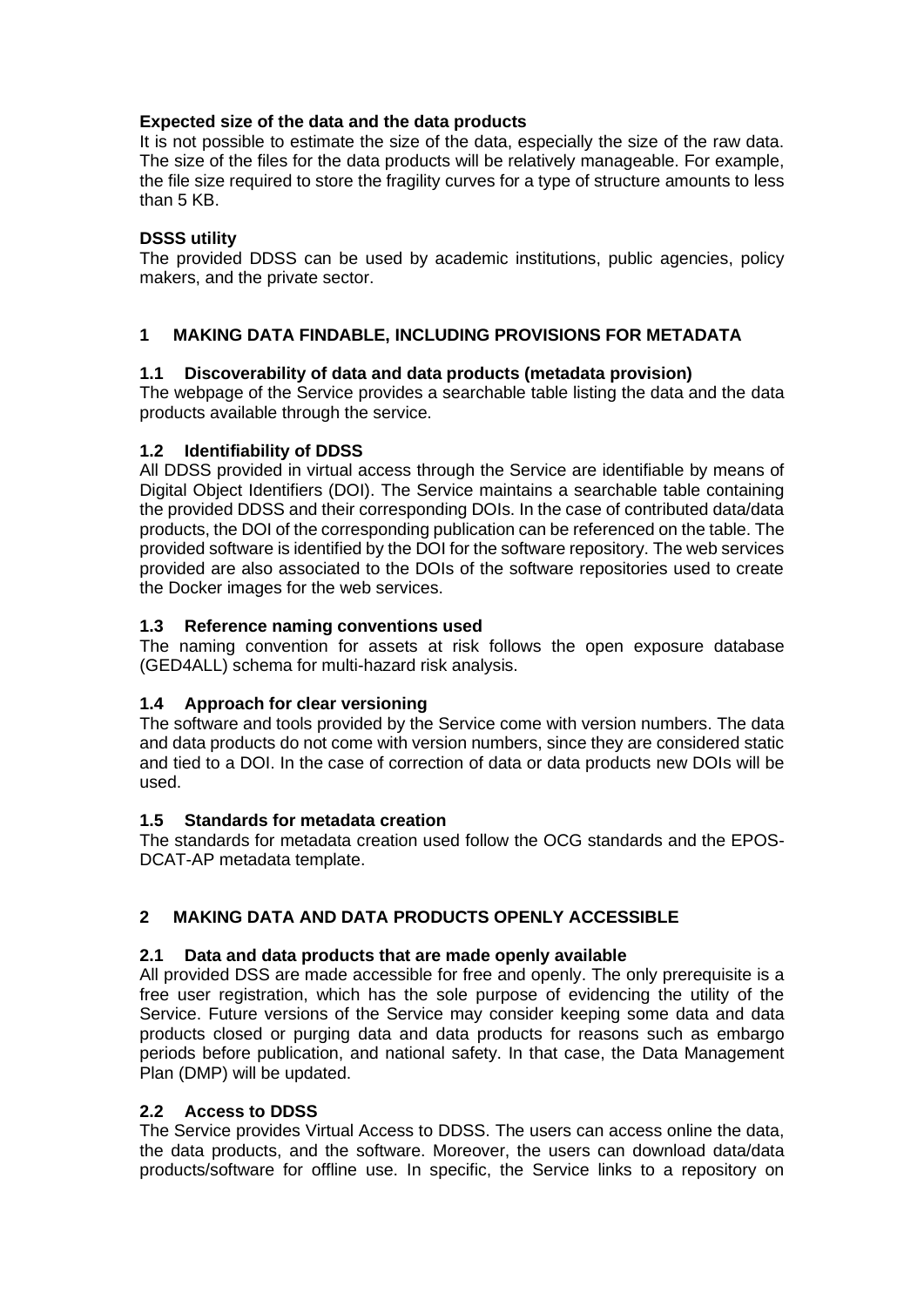**Expected size of the data and the data products**

It is not possible to estimate the size of the data, especially the size of the raw data. The size of the files for the data products will be relatively manageable. For example, the file size required to store the fragility curves for a type of structure amounts to less than 5 KB.

**DSSS utility**

The provided DDSS can be used by academic institutions, public agencies, policy makers, and the private sector.

## 1 MAKING DATA FINDABLE, INCLUDING PROVISIONS FOR METADATA

### 1.1 Discoverability of data and data products (metadata provision)

The webpage of the Service provides a searchable table listing the data and the data products available through the service.

### 1.2 Identifiability of DDSS

All DDSS provided in virtual access through the Service are identifiable by means of Digital Object Identifiers (DOI). The Service maintains a searchable table containing the provided DDSS and their corresponding DOIs. In the case of contributed data/data products, the DOI of the corresponding publication can be referenced on the table. The provided software is identified by the DOI for the software repository. The web services provided are also associated to the DOIs of the software repositories used to create the Docker images for the web services.

### 1.3 Reference naming conventions used

The naming convention for assets at risk follows the open exposure database (GED4ALL) schema for multi-hazard risk analysis.

### 1.4 Approach for clear versioning

The software and tools provided by the Service come with version numbers. The data and data products do not come with version numbers, since they are considered static and tied to a DOI. In the case of correction of data or data products new DOIs will be used.

### 1.5 Standards for metadata creation

The standards for metadata creation used follow the OCG standards and the EPOS-DCAT-AP metadata template.

## 2 MAKING DATA AND DATA PRODUCTS OPENLY ACCESSIBLE

### 2.1 Data and data products that are made openly available

All provided DSS are made accessible for free and openly. The only prerequisite is a free user registration, which has the sole purpose of evidencing the utility of the Service. Future versions of the Service may consider keeping some data and data products closed or purging data and data products for reasons such as embargo periods before publication, and national safety. In that case, the Data Management Plan (DMP) will be updated.

### 2.2 Access to DDSS

The Service provides Virtual Access to DDSS. The users can access online the data, the data products, and the software. Moreover, the users can download data/data products/software for offline use. In specific, the Service links to a repository on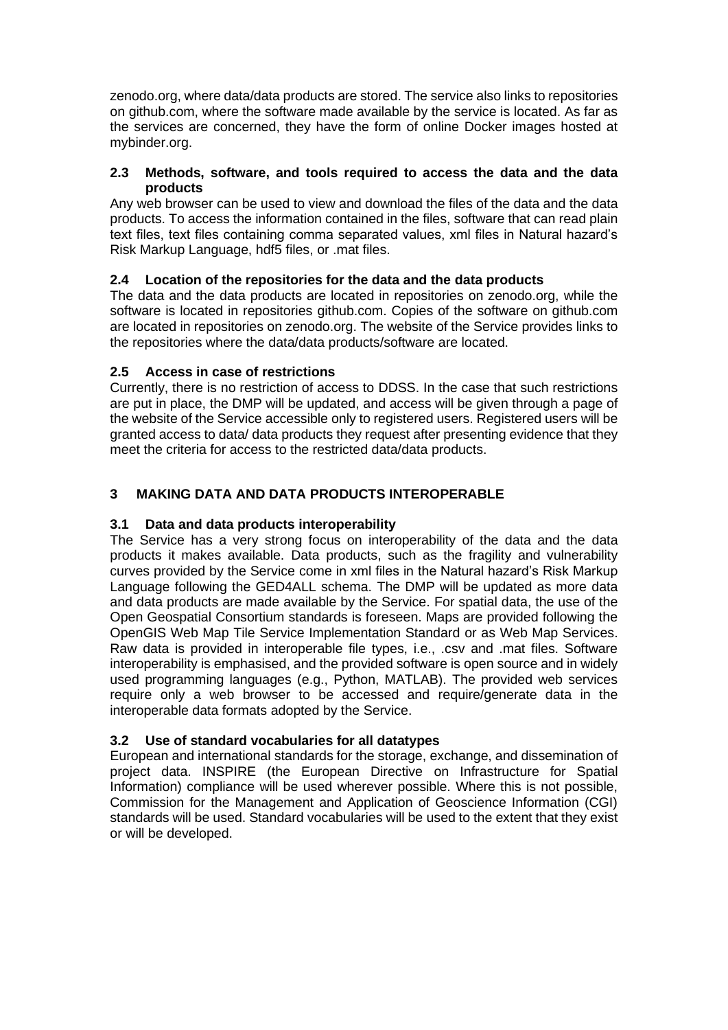zenodo.org, where data/data products are stored. The service also links to repositories on github.com, where the software made available by the service is located. As far as the services are concerned, they have the form of online Docker images hosted at mybinder.org.

### 2.3 Methods, software, and tools required to access the data and the data products

Any web browser can be used to view and download the files of the data and the data products. To access the information contained in the files, software that can read plain text files, text files containing comma separated values, xml files in Natural hazard's Risk Markup Language, hdf5 files, or .mat files.

### 2.4 Location of the repositories for the data and the data products

The data and the data products are located in repositories on zenodo.org, while the software is located in repositories github.com. Copies of the software on github.com are located in repositories on zenodo.org. The website of the Service provides links to the repositories where the data/data products/software are located.

### 2.5 Access in case of restrictions

Currently, there is no restriction of access to DDSS. In the case that such restrictions are put in place, the DMP will be updated, and access will be given through a page of the website of the Service accessible only to registered users. Registered users will be granted access to data/ data products they request after presenting evidence that they meet the criteria for access to the restricted data/data products.

## 3 MAKING DATA AND DATA PRODUCTS INTEROPERABLE

### 3.1 Data and data products interoperability

The Service has a very strong focus on interoperability of the data and the data products it makes available. Data products, such as the fragility and vulnerability curves provided by the Service come in xml files in the Natural hazard's Risk Markup Language following the GED4ALL schema. The DMP will be updated as more data and data products are made available by the Service. For spatial data, the use of the Open Geospatial Consortium standards is foreseen. Maps are provided following the OpenGIS Web Map Tile Service Implementation Standard or as Web Map Services. Raw data is provided in interoperable file types, i.e., .csv and .mat files. Software interoperability is emphasised, and the provided software is open source and in widely used programming languages (e.g., Python, MATLAB). The provided web services require only a web browser to be accessed and require/generate data in the interoperable data formats adopted by the Service.

### 3.2 Use of standard vocabularies for all datatypes

European and international standards for the storage, exchange, and dissemination of project data. INSPIRE (the European Directive on Infrastructure for Spatial Information) compliance will be used wherever possible. Where this is not possible, Commission for the Management and Application of Geoscience Information (CGI) standards will be used. Standard vocabularies will be used to the extent that they exist or will be developed.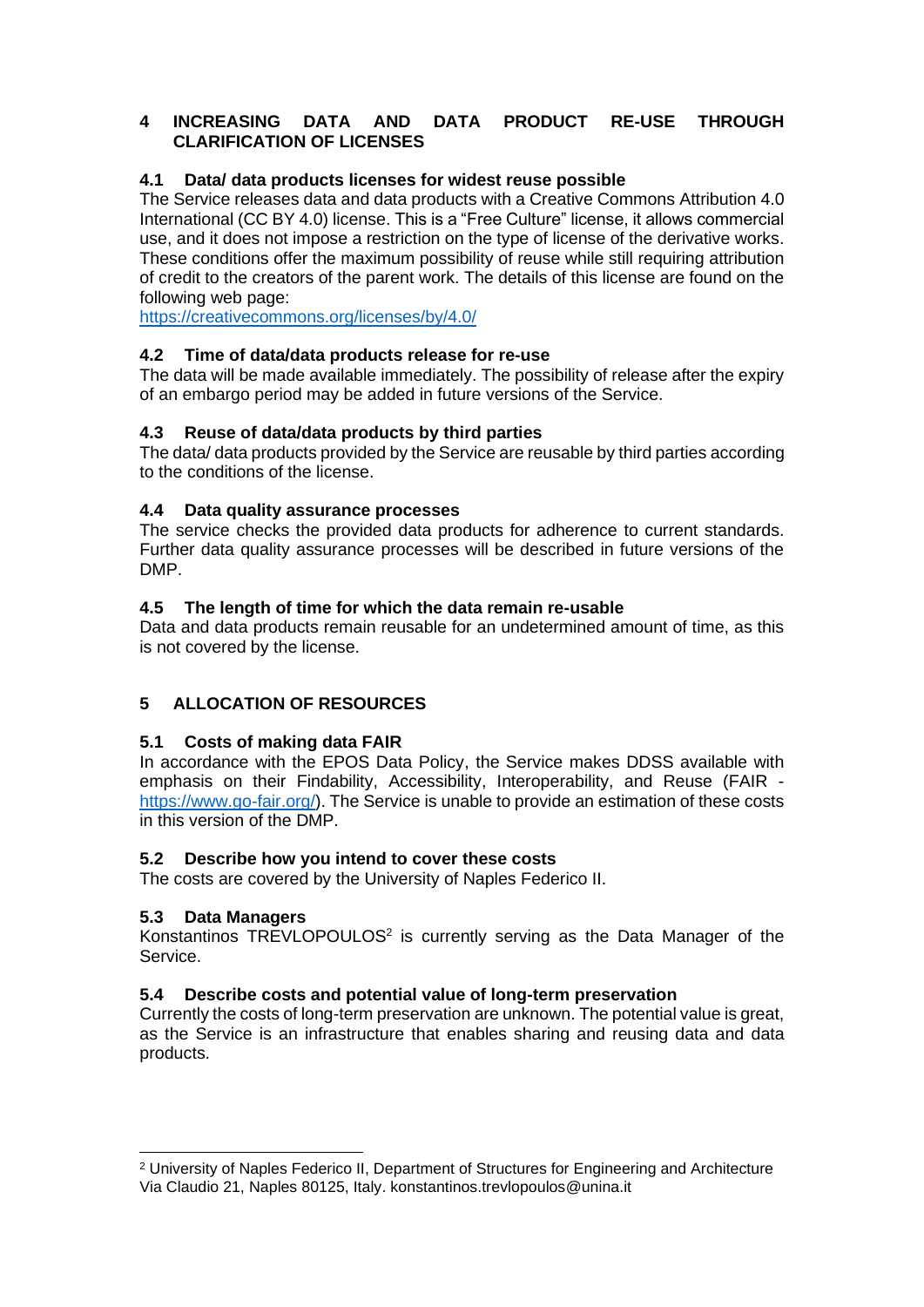# 4 INCREASING DATA AND DATA PRODUCT RE-USE THROUGH CLARIFICATION OF LICENSES

## 4.1 Data/ data products licenses for widest reuse possible

The Service releases data and data products with a Creative Commons Attribution 4.0 International (CC BY 4.0) license. This is a "Free Culture" license, it allows commercial use, and it does not impose a restriction on the type of license of the derivative works. These conditions offer the maximum possibility of reuse while still requiring attribution of credit to the creators of the parent work. The details of this license are found on the following web page:
https://creativecommons.org/licenses/by/4.0/

## 4.2 Time of data/data products release for re-use

The data will be made available immediately. The possibility of release after the expiry of an embargo period may be added in future versions of the Service.

## 4.3 Reuse of data/data products by third parties

The data/ data products provided by the Service are reusable by third parties according to the conditions of the license.

## 4.4 Data quality assurance processes

The service checks the provided data products for adherence to current standards. Further data quality assurance processes will be described in future versions of the DMP.

## 4.5 The length of time for which the data remain re-usable

Data and data products remain reusable for an undetermined amount of time, as this is not covered by the license.

# 5 ALLOCATION OF RESOURCES

## 5.1 Costs of making data FAIR

In accordance with the EPOS Data Policy, the Service makes DDSS available with emphasis on their Findability, Accessibility, Interoperability, and Reuse (FAIR - https://www.go-fair.org/). The Service is unable to provide an estimation of these costs in this version of the DMP.

## 5.2 Describe how you intend to cover these costs

The costs are covered by the University of Naples Federico II.

## 5.3 Data Managers

Konstantinos TREVLOPOULOS[2] is currently serving as the Data Manager of the Service.

## 5.4 Describe costs and potential value of long-term preservation

Currently the costs of long-term preservation are unknown. The potential value is great, as the Service is an infrastructure that enables sharing and reusing data and data products.

---

[2] University of Naples Federico II, Department of Structures for Engineering and Architecture Via Claudio 21, Naples 80125, Italy. konstantinos.trevlopoulos@unina.it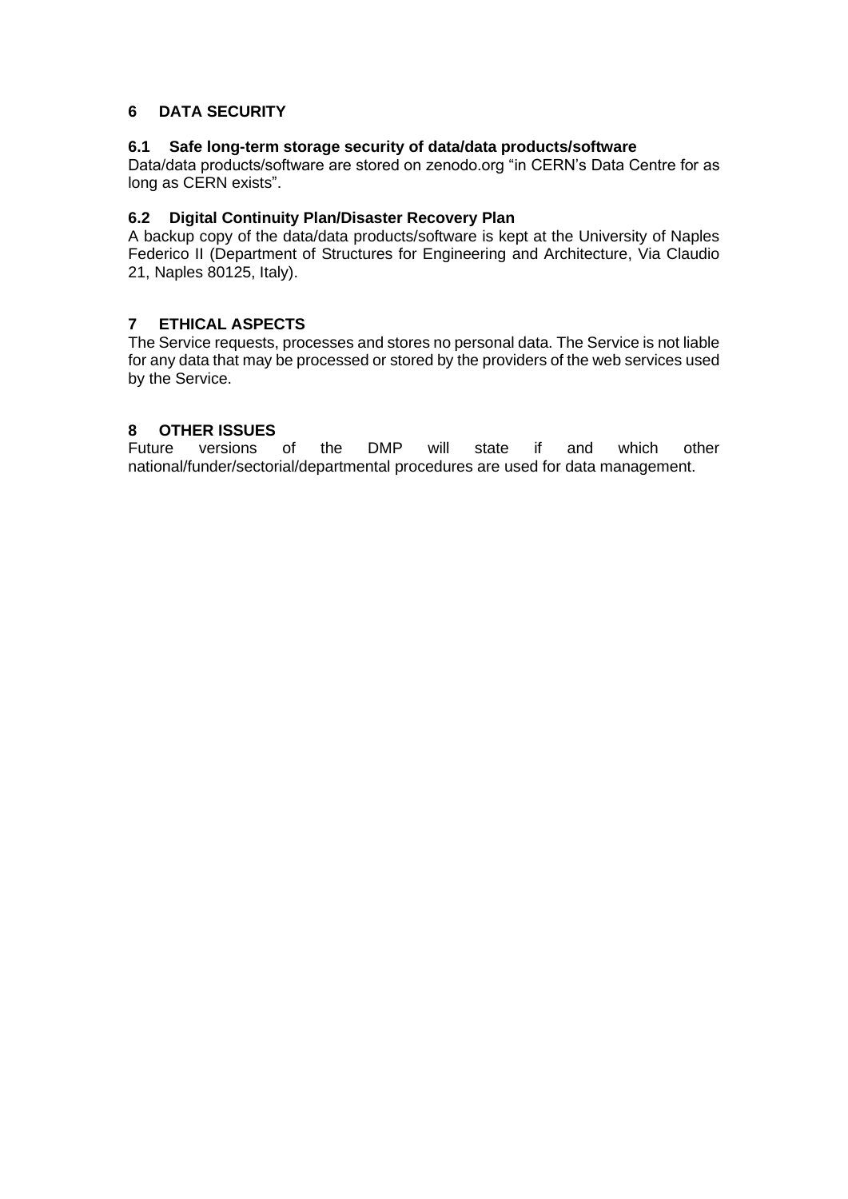## 6 DATA SECURITY

### 6.1 Safe long-term storage security of data/data products/software

Data/data products/software are stored on zenodo.org "in CERN's Data Centre for as long as CERN exists".

### 6.2 Digital Continuity Plan/Disaster Recovery Plan

A backup copy of the data/data products/software is kept at the University of Naples Federico II (Department of Structures for Engineering and Architecture, Via Claudio 21, Naples 80125, Italy).

## 7 ETHICAL ASPECTS

The Service requests, processes and stores no personal data. The Service is not liable for any data that may be processed or stored by the providers of the web services used by the Service.

## 8 OTHER ISSUES

Future versions of the DMP will state if and which other national/funder/sectorial/departmental procedures are used for data management.